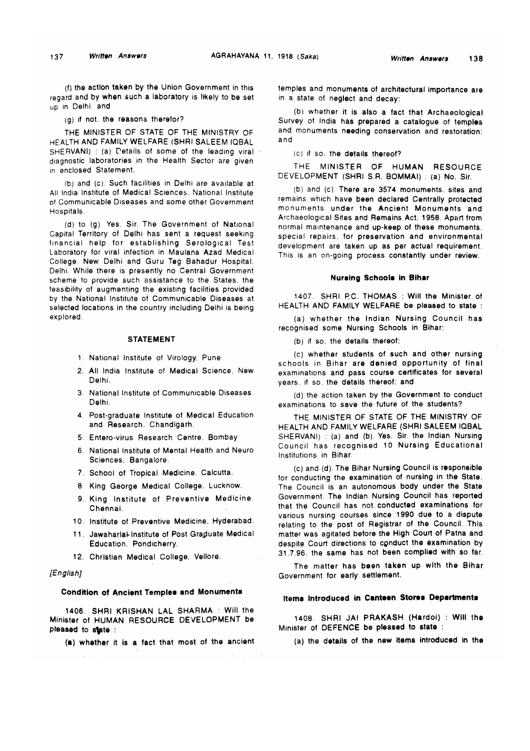(f) the action taken by the Union Government in this regard and by when such a laboratory is likely to be set up in Delhi: and

(g) if not. the reasons therefor?

THE MINISTER OF STATE OF THE MINISTRY OF HEALTH AND FAMILY WELFARE (SHRI SALEEM IQBAL SHERVANI) : (a) Details of some of the leading viral diagnostic laboratories in the Health Sector are given in enclosed Statement.

(b) and (c). Such facilities in Delhi are available at All India Institute of Medical Sciences. National Institute of Communicable Diseases and some other Government Hospitals.

(d) to (g). Yes. Sir. The Government of National Capital Territory of Delhi has sent a request seeking financial help for establishing Serological Test Laboratory for viral infection in Maulana Azad Medical College. New Delhi and Guru Teg Bahadur Hospital. Delhi. While there is presently no Central Government scheme to provide such assistance to the States. the feasibility of augmenting the existing facilities provided by the National Institute of Communicable Diseases at selected locations in the country including Delhi is being explored.

### STATEMENT

1. National Institute of Virology. Pune.
2. All India Institute of Medical Science. New Delhi.
3. National Institute of Communicable Diseases. Delhi.
4. Post-graduate Institute of Medical Education and Research. Chandigarh.
5. Entero-virus Research Centre. Bombay
6. National Institute of Mental Health and Neuro Sciences. Bangalore.
7. School of Tropical Medicine. Calcutta.
8. King George Medical College. Lucknow.
9. King Institute of Preventive Medicine. Chennai.
10. Institute of Preventive Medicine. Hyderabad.
11. Jawaharlal Institute of Post Graduate Medical Education. Pondicherry.
12. Christian Medical College. Vellore.

*[English]*

### Condition of Ancient Temples and Monuments

1406. SHRI KRISHAN LAL SHARMA : Will the Minister of HUMAN RESOURCE DEVELOPMENT be pleased to state :

(a) whether it is a fact that most of the ancient temples and monuments of architectural importance are in a state of neglect and decay:

(b) whether it is also a fact that Archaeological Survey of India has prepared a catalogue of temples and monuments needing conservation and restoration: and

(c) if so. the details thereof?

THE MINISTER OF HUMAN RESOURCE DEVELOPMENT (SHRI S.R. BOMMAI) : (a) No. Sir.

(b) and (c). There are 3574 monuments. sites and remains which have been declared Centrally protected monuments under the Ancient Monuments and Archaeological Sites and Remains Act. 1958. Apart from normal maintenance and up-keep of these monuments. special repairs. for preservation and environmental development are taken up as per actual requirement. This is an on-going process constantly under review.

### Nursing Schools in Bihar

1407. SHRI P.C. THOMAS : Will the Minister of HEALTH AND FAMILY WELFARE be pleased to state :

(a) whether the Indian Nursing Council has recognised some Nursing Schools in Bihar:

(b) if so. the details thereof:

(c) whether students of such and other nursing schools in Bihar are denied opportunity of final examinations and pass course certificates for several years. if so. the details thereof: and

(d) the action taken by the Government to conduct examinations to save the future of the students?

THE MINISTER OF STATE OF THE MINISTRY OF HEALTH AND FAMILY WELFARE (SHRI SALEEM IQBAL SHERVANI) : (a) and (b). Yes. Sir. the Indian Nursing Council has recognised 10 Nursing Educational Institutions in Bihar.

(c) and (d). The Bihar Nursing Council is responsible for conducting the examination of nursing in the State. The Council is an autonomous body under the State Government. The Indian Nursing Council has reported that the Council has not conducted examinations for various nursing courses since 1990 due to a dispute relating to the post of Registrar of the Council. This matter was agitated before the High Court of Patna and despite Court directions to conduct the examination by 31.7.96. the same has not been complied with so far.

The matter has been taken up with the Bihar Government for early settlement.

### Items Introduced in Canteen Stores Departments

1408. SHRI JAI PRAKASH (Hardoi) : Will the Minister of DEFENCE be pleased to state :

(a) the details of the new items introduced in the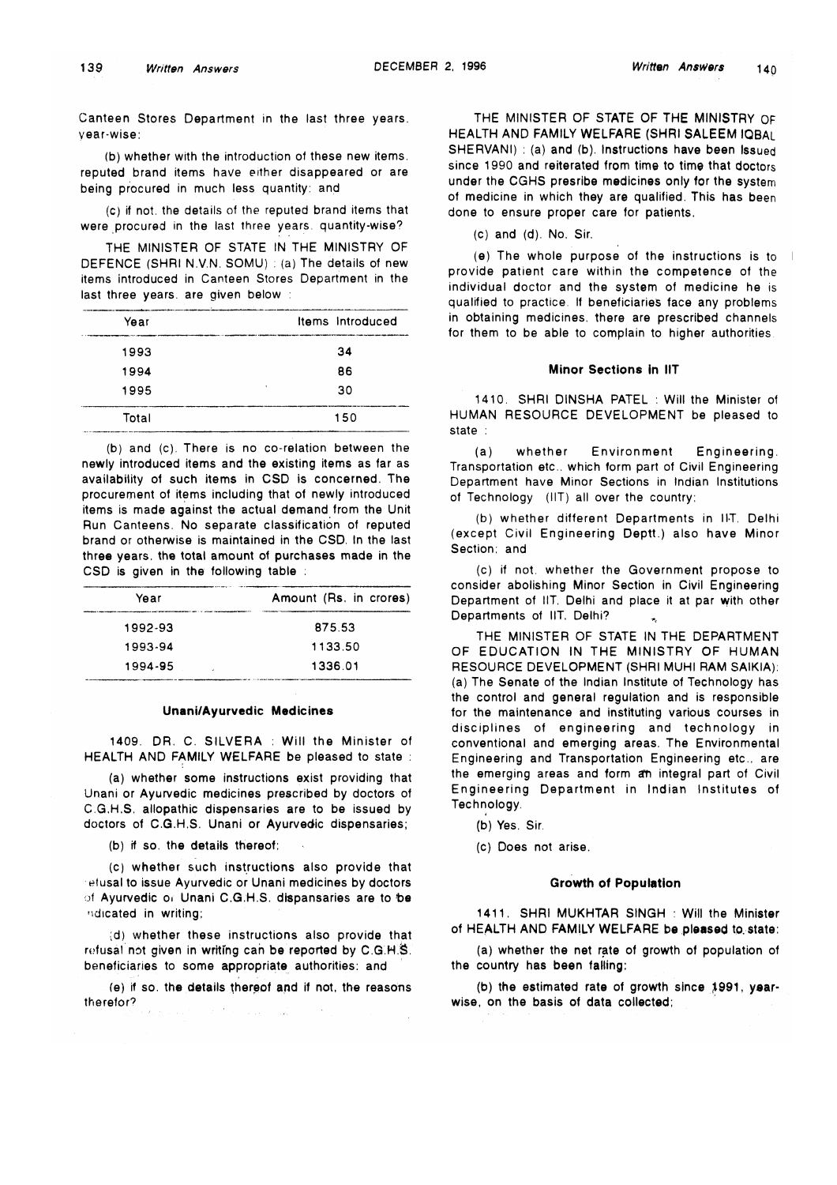Canteen Stores Department in the last three years. year-wise:

(b) whether with the introduction of these new items. reputed brand items have either disappeared or are being procured in much less quantity: and

(c) if not. the details of the reputed brand items that were procured in the last three years. quantity-wise?

THE MINISTER OF STATE IN THE MINISTRY OF DEFENCE (SHRI N.V.N. SOMU) : (a) The details of new items introduced in Canteen Stores Department in the last three years. are given below :

| Year | Items Introduced |
|---|---|
| 1993 | 34 |
| 1994 | 86 |
| 1995 | 30 |
| Total | 150 |

(b) and (c). There is no co-relation between the newly introduced items and the existing items as far as availability of such items in CSD is concerned. The procurement of items including that of newly introduced items is made against the actual demand from the Unit Run Canteens. No separate classification of reputed brand or otherwise is maintained in the CSD. In the last three years. the total amount of purchases made in the CSD is given in the following table :

| Year | Amount (Rs. in crores) |
|---|---|
| 1992-93 | 875.53 |
| 1993-94 | 1133.50 |
| 1994-95 | 1336.01 |

### Unani/Ayurvedic Medicines

1409. DR. C. SILVERA : Will the Minister of HEALTH AND FAMILY WELFARE be pleased to state :

(a) whether some instructions exist providing that Unani or Ayurvedic medicines prescribed by doctors of C.G.H.S. allopathic dispensaries are to be issued by doctors of C.G.H.S. Unani or Ayurvedic dispensaries;

(b) if so. the details thereof;

(c) whether such instructions also provide that refusal to issue Ayurvedic or Unani medicines by doctors of Ayurvedic or Unani C.G.H.S. dispensaries are to be indicated in writing;

(d) whether these instructions also provide that refusal not given in writing can be reported by C.G.H.S. beneficiaries to some appropriate authorities: and

(e) if so. the details thereof and if not, the reasons therefor?

THE MINISTER OF STATE OF THE MINISTRY OF HEALTH AND FAMILY WELFARE (SHRI SALEEM IQBAL SHERVANI) : (a) and (b). Instructions have been issued since 1990 and reiterated from time to time that doctors under the CGHS presribe medicines only for the system of medicine in which they are qualified. This has been done to ensure proper care for patients.

(c) and (d). No. Sir.

(e) The whole purpose of the instructions is to provide patient care within the competence of the individual doctor and the system of medicine he is qualified to practice. If beneficiaries face any problems in obtaining medicines. there are prescribed channels for them to be able to complain to higher authorities.

### Minor Sections in IIT

1410. SHRI DINSHA PATEL : Will the Minister of HUMAN RESOURCE DEVELOPMENT be pleased to state :

(a) whether Environment Engineering. Transportation etc.. which form part of Civil Engineering Department have Minor Sections in Indian Institutions of Technology (IIT) all over the country:

(b) whether different Departments in IIT. Delhi (except Civil Engineering Deptt.) also have Minor Section: and

(c) if not. whether the Government propose to consider abolishing Minor Section in Civil Engineering Department of IIT. Delhi and place it at par with other Departments of IIT. Delhi?

THE MINISTER OF STATE IN THE DEPARTMENT OF EDUCATION IN THE MINISTRY OF HUMAN RESOURCE DEVELOPMENT (SHRI MUHI RAM SAIKIA): (a) The Senate of the Indian Institute of Technology has the control and general regulation and is responsible for the maintenance and instituting various courses in disciplines of engineering and technology in conventional and emerging areas. The Environmental Engineering and Transportation Engineering etc.. are the emerging areas and form an integral part of Civil Engineering Department in Indian Institutes of Technology.

(b) Yes. Sir.

(c) Does not arise.

### Growth of Population

1411. SHRI MUKHTAR SINGH : Will the Minister of HEALTH AND FAMILY WELFARE be pleased to state:

(a) whether the net rate of growth of population of the country has been falling:

(b) the estimated rate of growth since 1991, year-wise, on the basis of data collected;